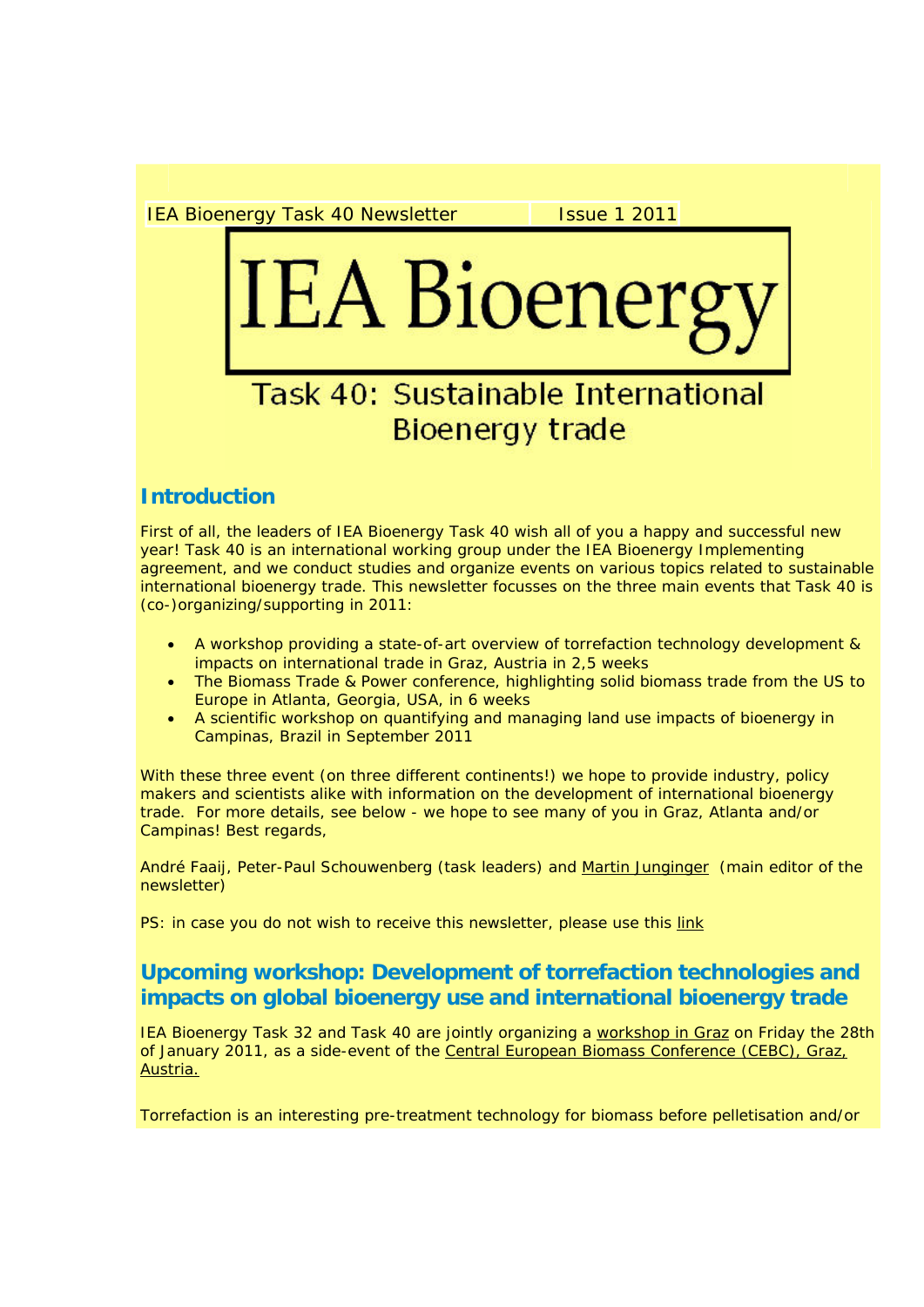IEA Bioenergy Task 40 Newsletter Issue 1 2011

# IEA Bioenergy

Task 40: Sustainable International Bioenergy trade

## Introduction

First of all, the leaders of IEA Bioenergy Task 40 wish all of you a happy and successful new year! Task 40 is an international working group under the IEA Bioenergy Implementing agreement, and we conduct studies and organize events on various topics related to sustainable international bioenergy trade. This newsletter focusses on the three main events that Task 40 is (co-)organizing/supporting in 2011:

- A workshop providing a state-of-art overview of torrefaction technology development & impacts on international trade in Graz, Austria in 2,5 weeks
- The Biomass Trade & Power conference, highlighting solid biomass trade from the US to Europe in Atlanta, Georgia, USA, in 6 weeks
- A scientific workshop on quantifying and managing land use impacts of bioenergy in Campinas, Brazil in September 2011

With these three event (on three different continents!) we hope to provide industry, policy makers and scientists alike with information on the development of international bioenergy trade. For more details, see below - we hope to see many of you in Graz, Atlanta and/or Campinas! Best regards,

André Faaij, Peter-Paul Schouwenberg (task leaders) and Martin Junginger (main editor of the newsletter)

PS: in case you do not wish to receive this newsletter, please use this link

## Upcoming workshop: Development of torrefaction technologies and impacts on global bioenergy use and international bioenergy trade

IEA Bioenergy Task 32 and Task 40 are jointly organizing a workshop in Graz on Friday the 28th of January 2011, as a side-event of the Central European Biomass Conference (CEBC), Graz, Austria.

Torrefaction is an interesting pre-treatment technology for biomass before pelletisation and/or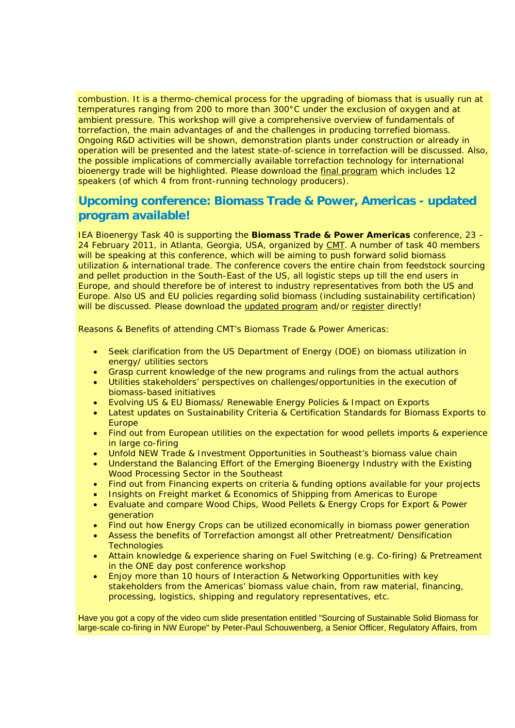combustion. It is a thermo-chemical process for the upgrading of biomass that is usually run at temperatures ranging from 200 to more than 300°C under the exclusion of oxygen and at ambient pressure. This workshop will give a comprehensive overview of fundamentals of torrefaction, the main advantages of and the challenges in producing torrefied biomass. Ongoing R&D activities will be shown, demonstration plants under construction or already in operation will be presented and the latest state-of-science in torrefaction will be discussed. Also, the possible implications of commercially available torrefaction technology for international bioenergy trade will be highlighted. Please download the final program which includes 12 speakers (of which 4 from front-running technology producers).

## Upcoming conference: Biomass Trade & Power, Americas - updated program available!

IEA Bioenergy Task 40 is supporting the **Biomass Trade & Power Americas** conference, 23 – 24 February 2011, in Atlanta, Georgia, USA, organized by CMT. A number of task 40 members will be speaking at this conference, which will be aiming to push forward solid biomass utilization & international trade. The conference covers the entire chain from feedstock sourcing and pellet production in the South-East of the US, all logistic steps up till the end users in Europe, and should therefore be of interest to industry representatives from both the US and Europe. Also US and EU policies regarding solid biomass (including sustainability certification) will be discussed. Please download the updated program and/or register directly!

Reasons & Benefits of attending CMT's Biomass Trade & Power Americas:

- Seek clarification from the US Department of Energy (DOE) on biomass utilization in energy/ utilities sectors
- Grasp current knowledge of the new programs and rulings from the actual authors
- Utilities stakeholders' perspectives on challenges/opportunities in the execution of biomass-based initiatives
- Evolving US & EU Biomass/ Renewable Energy Policies & Impact on Exports
- Latest updates on Sustainability Criteria & Certification Standards for Biomass Exports to Europe
- Find out from European utilities on the expectation for wood pellets imports & experience in large co-firing
- Unfold NEW Trade & Investment Opportunities in Southeast's biomass value chain
- Understand the Balancing Effort of the Emerging Bioenergy Industry with the Existing Wood Processing Sector in the Southeast
- Find out from Financing experts on criteria & funding options available for your projects
- Insights on Freight market & Economics of Shipping from Americas to Europe
- Evaluate and compare Wood Chips, Wood Pellets & Energy Crops for Export & Power generation
- Find out how Energy Crops can be utilized economically in biomass power generation
- Assess the benefits of Torrefaction amongst all other Pretreatment/ Densification Technologies
- Attain knowledge & experience sharing on Fuel Switching (e.g. Co-firing) & Pretreament in the ONE day post conference workshop
- Enjoy more than 10 hours of Interaction & Networking Opportunities with key stakeholders from the Americas' biomass value chain, from raw material, financing, processing, logistics, shipping and regulatory representatives, etc.

Have you got a copy of the video cum slide presentation entitled "Sourcing of Sustainable Solid Biomass for large-scale co-firing in NW Europe" by Peter-Paul Schouwenberg, a Senior Officer, Regulatory Affairs, from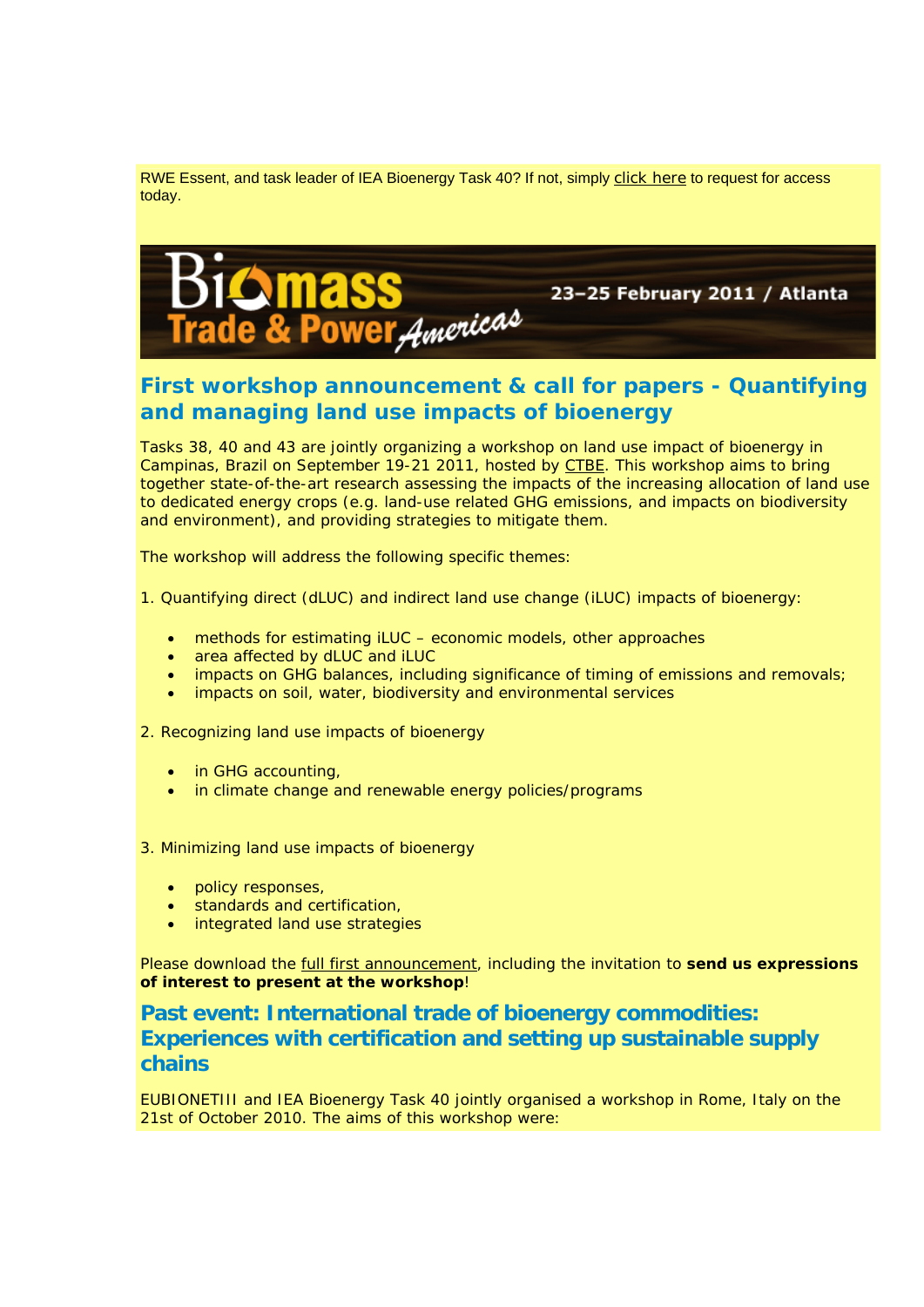RWE Essent, and task leader of IEA Bioenergy Task 40? If not, simply click here to request for access today.

Biomass Trade & Power Americas 23–25 February 2011 / Atlanta

## First workshop announcement & call for papers - Quantifying and managing land use impacts of bioenergy

Tasks 38, 40 and 43 are jointly organizing a workshop on land use impact of bioenergy in Campinas, Brazil on September 19-21 2011, hosted by CTBE. This workshop aims to bring together state-of-the-art research assessing the impacts of the increasing allocation of land use to dedicated energy crops (e.g. land-use related GHG emissions, and impacts on biodiversity and environment), and providing strategies to mitigate them.

The workshop will address the following specific themes:

1. Quantifying direct (dLUC) and indirect land use change (iLUC) impacts of bioenergy:

- methods for estimating iLUC – economic models, other approaches
- area affected by dLUC and iLUC
- impacts on GHG balances, including significance of timing of emissions and removals;
- impacts on soil, water, biodiversity and environmental services

2. Recognizing land use impacts of bioenergy

- in GHG accounting,
- in climate change and renewable energy policies/programs

3. Minimizing land use impacts of bioenergy

- policy responses,
- standards and certification,
- integrated land use strategies

Please download the full first announcement, including the invitation to **send us expressions of interest to present at the workshop**!

## Past event: International trade of bioenergy commodities: Experiences with certification and setting up sustainable supply chains

EUBIONETIII and IEA Bioenergy Task 40 jointly organised a workshop in Rome, Italy on the 21st of October 2010. The aims of this workshop were: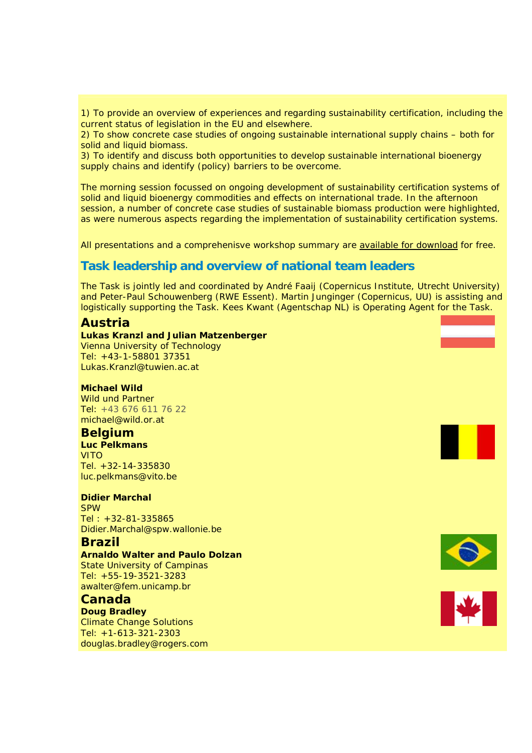1) To provide an overview of experiences and regarding sustainability certification, including the current status of legislation in the EU and elsewhere.
2) To show concrete case studies of ongoing sustainable international supply chains – both for solid and liquid biomass.
3) To identify and discuss both opportunities to develop sustainable international bioenergy supply chains and identify (policy) barriers to be overcome.

The morning session focussed on ongoing development of sustainability certification systems of solid and liquid bioenergy commodities and effects on international trade. In the afternoon session, a number of concrete case studies of sustainable biomass production were highlighted, as were numerous aspects regarding the implementation of sustainability certification systems.

All presentations and a comprehenisve workshop summary are available for download for free.

## Task leadership and overview of national team leaders

The Task is jointly led and coordinated by André Faaij (Copernicus Institute, Utrecht University) and Peter-Paul Schouwenberg (RWE Essent). Martin Junginger (Copernicus, UU) is assisting and logistically supporting the Task. Kees Kwant (Agentschap NL) is Operating Agent for the Task.

### Austria

**Lukas Kranzl and Julian Matzenberger**
Vienna University of Technology
Tel: +43-1-58801 37351
Lukas.Kranzl@tuwien.ac.at

**Michael Wild**
Wild und Partner
Tel: +43 676 611 76 22
michael@wild.or.at

### Belgium

**Luc Pelkmans**
VITO
Tel. +32-14-335830
luc.pelkmans@vito.be

**Didier Marchal**
SPW
Tel : +32-81-335865
Didier.Marchal@spw.wallonie.be

### Brazil

**Arnaldo Walter and Paulo Dolzan**
State University of Campinas
Tel: +55-19-3521-3283
awalter@fem.unicamp.br

### Canada

**Doug Bradley**
Climate Change Solutions
Tel: +1-613-321-2303
douglas.bradley@rogers.com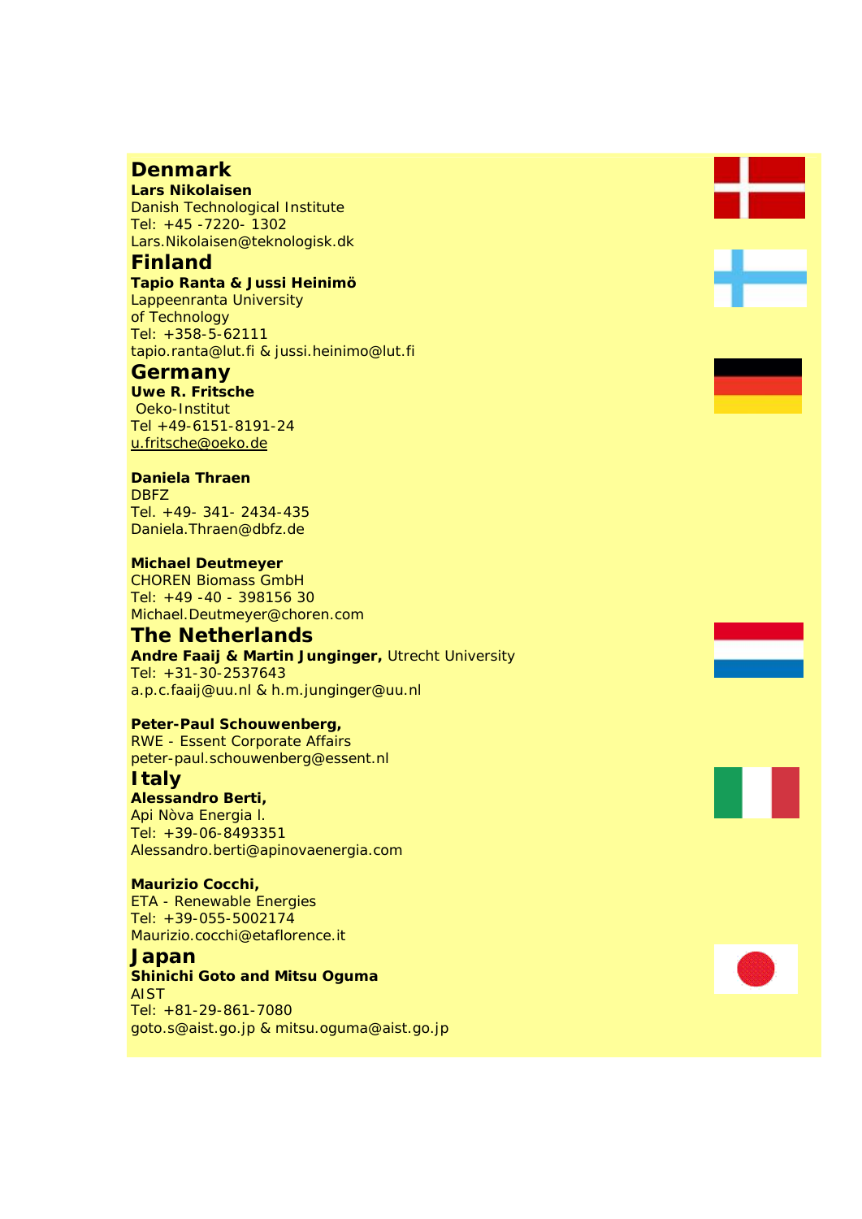## Denmark

**Lars Nikolaisen**
Danish Technological Institute
Tel: +45 -7220- 1302
Lars.Nikolaisen@teknologisk.dk

## Finland

**Tapio Ranta & Jussi Heinimö**
Lappeenranta University
of Technology
Tel: +358-5-62111
tapio.ranta@lut.fi & jussi.heinimo@lut.fi

## Germany

**Uwe R. Fritsche**
Oeko-Institut
Tel +49-6151-8191-24
u.fritsche@oeko.de

**Daniela Thraen**
DBFZ
Tel. +49- 341- 2434-435
Daniela.Thraen@dbfz.de

**Michael Deutmeyer**
CHOREN Biomass GmbH
Tel: +49 -40 - 398156 30
Michael.Deutmeyer@choren.com

## The Netherlands

**Andre Faaij & Martin Junginger,** Utrecht University
Tel: +31-30-2537643
a.p.c.faaij@uu.nl & h.m.junginger@uu.nl

**Peter-Paul Schouwenberg,**
RWE - Essent Corporate Affairs
peter-paul.schouwenberg@essent.nl

## Italy

**Alessandro Berti,**
Api Nòva Energia l.
Tel: +39-06-8493351
Alessandro.berti@apinovaenergia.com

**Maurizio Cocchi,**
ETA - Renewable Energies
Tel: +39-055-5002174
Maurizio.cocchi@etaflorence.it

## Japan

**Shinichi Goto and Mitsu Oguma**
AIST
Tel: +81-29-861-7080
goto.s@aist.go.jp & mitsu.oguma@aist.go.jp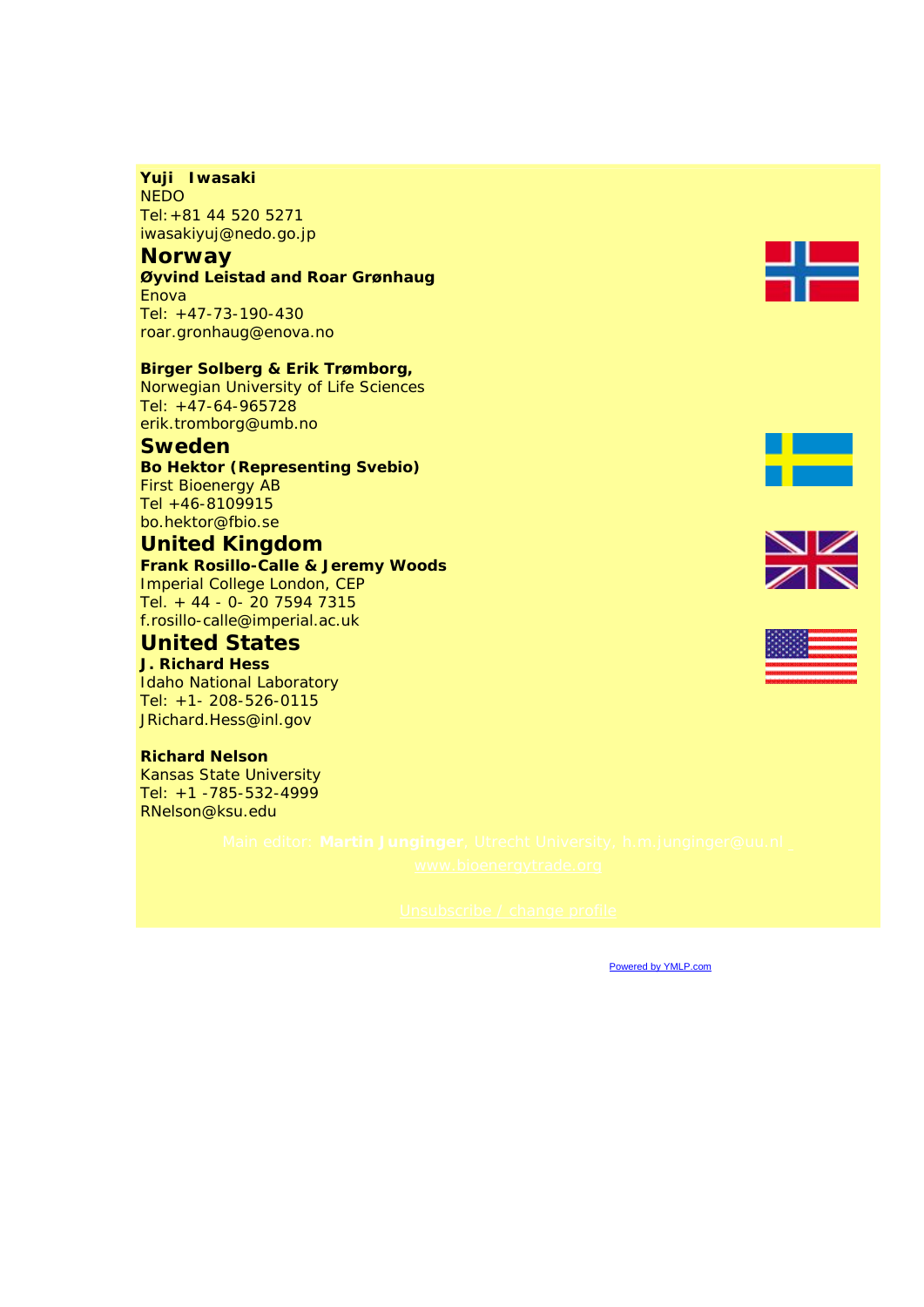**Yuji Iwasaki**
NEDO
Tel:+81 44 520 5271
iwasakiyuj@nedo.go.jp

## Norway

**Øyvind Leistad and Roar Grønhaug**
Enova
Tel: +47-73-190-430
roar.gronhaug@enova.no

**Birger Solberg & Erik Trømborg,**
Norwegian University of Life Sciences
Tel: +47-64-965728
erik.tromborg@umb.no

## Sweden

**Bo Hektor (Representing Svebio)**
First Bioenergy AB
Tel +46-8109915
bo.hektor@fbio.se

## United Kingdom

**Frank Rosillo-Calle & Jeremy Woods**
Imperial College London, CEP
Tel. + 44 - 0- 20 7594 7315
f.rosillo-calle@imperial.ac.uk

## United States

**J. Richard Hess**
Idaho National Laboratory
Tel: +1- 208-526-0115
JRichard.Hess@inl.gov

**Richard Nelson**
Kansas State University
Tel: +1 -785-532-4999
RNelson@ksu.edu

Main editor: **Martin Junginger**, Utrecht University, h.m.junginger@uu.nl
www.bioenergytrade.org

Unsubscribe / change profile

Powered by YMLP.com